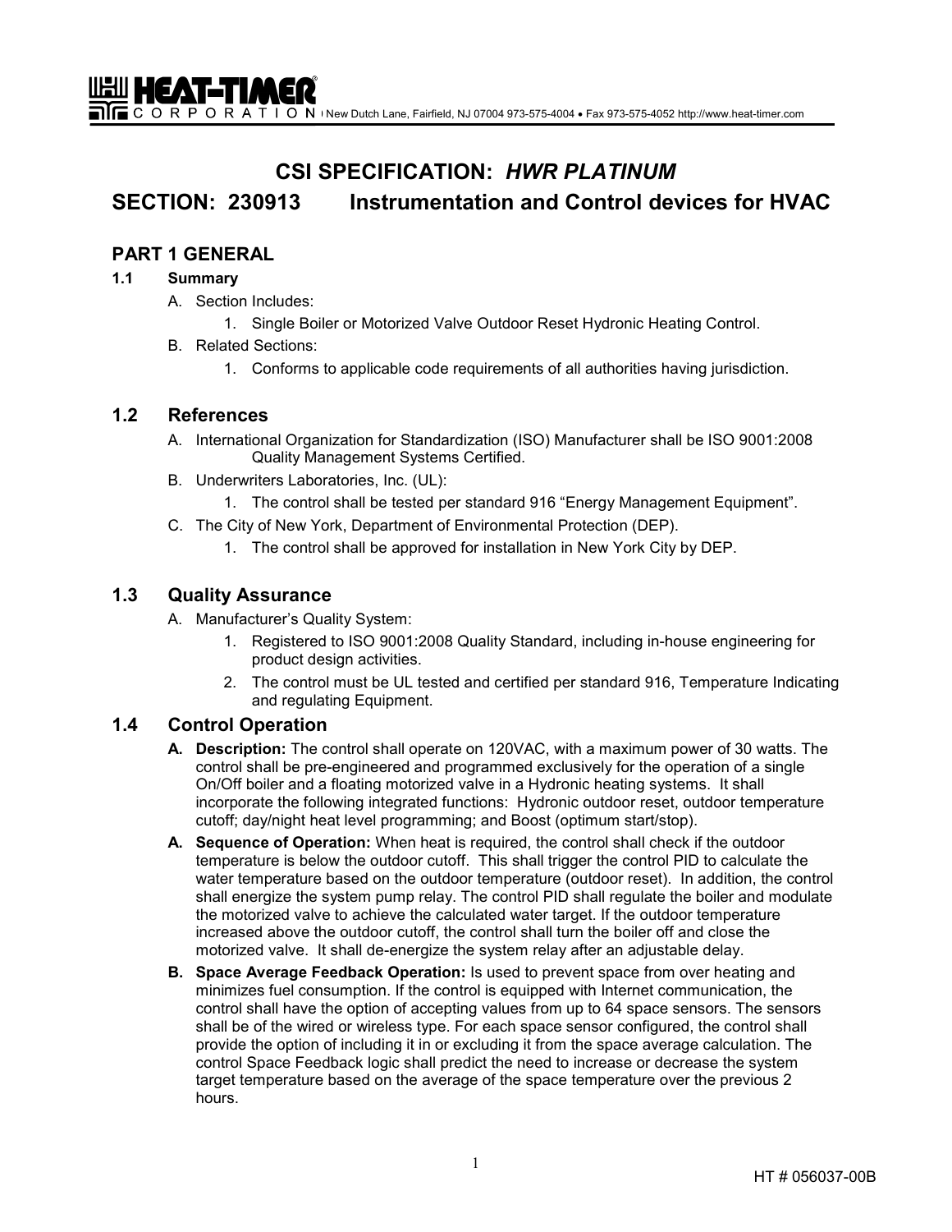HEAT-TIMER CORPORATION New Dutch Lane, Fairfield, NJ 07004 973-575-4004 • Fax 973-575-4052 http://www.heat-timer.com

# CSI SPECIFICATION: *HWR PLATINUM*

# SECTION: 230913 Instrumentation and Control devices for HVAC

## PART 1 GENERAL

### 1.1 Summary

A. Section Includes:

1. Single Boiler or Motorized Valve Outdoor Reset Hydronic Heating Control.

B. Related Sections:

1. Conforms to applicable code requirements of all authorities having jurisdiction.

### 1.2 References

A. International Organization for Standardization (ISO) Manufacturer shall be ISO 9001:2008 Quality Management Systems Certified.

B. Underwriters Laboratories, Inc. (UL):

1. The control shall be tested per standard 916 “Energy Management Equipment”.

C. The City of New York, Department of Environmental Protection (DEP).

1. The control shall be approved for installation in New York City by DEP.

### 1.3 Quality Assurance

A. Manufacturer’s Quality System:

1. Registered to ISO 9001:2008 Quality Standard, including in-house engineering for product design activities.
2. The control must be UL tested and certified per standard 916, Temperature Indicating and regulating Equipment.

### 1.4 Control Operation

**A. Description:** The control shall operate on 120VAC, with a maximum power of 30 watts. The control shall be pre-engineered and programmed exclusively for the operation of a single On/Off boiler and a floating motorized valve in a Hydronic heating systems. It shall incorporate the following integrated functions: Hydronic outdoor reset, outdoor temperature cutoff; day/night heat level programming; and Boost (optimum start/stop).

**A. Sequence of Operation:** When heat is required, the control shall check if the outdoor temperature is below the outdoor cutoff. This shall trigger the control PID to calculate the water temperature based on the outdoor temperature (outdoor reset). In addition, the control shall energize the system pump relay. The control PID shall regulate the boiler and modulate the motorized valve to achieve the calculated water target. If the outdoor temperature increased above the outdoor cutoff, the control shall turn the boiler off and close the motorized valve. It shall de-energize the system relay after an adjustable delay.

**B. Space Average Feedback Operation:** Is used to prevent space from over heating and minimizes fuel consumption. If the control is equipped with Internet communication, the control shall have the option of accepting values from up to 64 space sensors. The sensors shall be of the wired or wireless type. For each space sensor configured, the control shall provide the option of including it in or excluding it from the space average calculation. The control Space Feedback logic shall predict the need to increase or decrease the system target temperature based on the average of the space temperature over the previous 2 hours.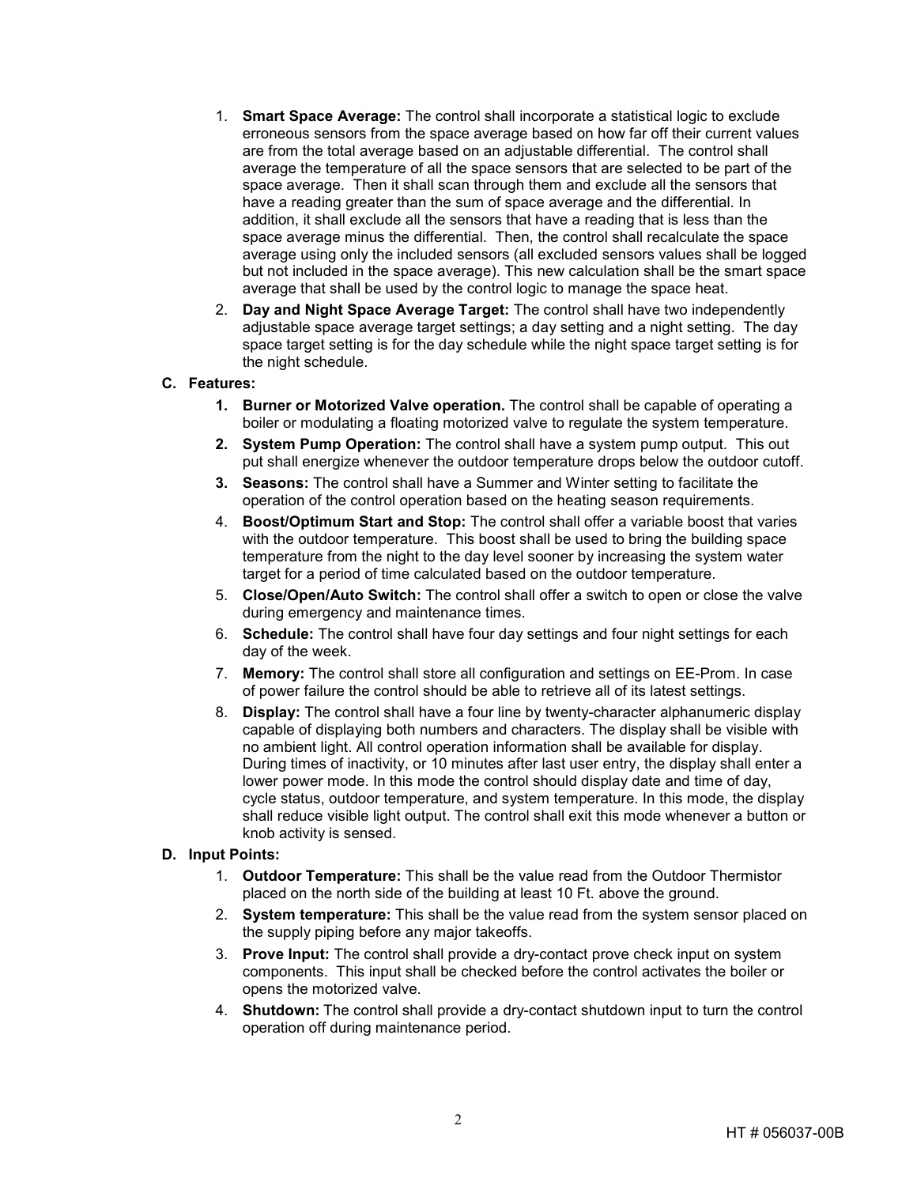1. **Smart Space Average:** The control shall incorporate a statistical logic to exclude erroneous sensors from the space average based on how far off their current values are from the total average based on an adjustable differential. The control shall average the temperature of all the space sensors that are selected to be part of the space average. Then it shall scan through them and exclude all the sensors that have a reading greater than the sum of space average and the differential. In addition, it shall exclude all the sensors that have a reading that is less than the space average minus the differential. Then, the control shall recalculate the space average using only the included sensors (all excluded sensors values shall be logged but not included in the space average). This new calculation shall be the smart space average that shall be used by the control logic to manage the space heat.
2. **Day and Night Space Average Target:** The control shall have two independently adjustable space average target settings; a day setting and a night setting. The day space target setting is for the day schedule while the night space target setting is for the night schedule.

**C. Features:**

1. **Burner or Motorized Valve operation.** The control shall be capable of operating a boiler or modulating a floating motorized valve to regulate the system temperature.
2. **System Pump Operation:** The control shall have a system pump output. This out put shall energize whenever the outdoor temperature drops below the outdoor cutoff.
3. **Seasons:** The control shall have a Summer and Winter setting to facilitate the operation of the control operation based on the heating season requirements.
4. **Boost/Optimum Start and Stop:** The control shall offer a variable boost that varies with the outdoor temperature. This boost shall be used to bring the building space temperature from the night to the day level sooner by increasing the system water target for a period of time calculated based on the outdoor temperature.
5. **Close/Open/Auto Switch:** The control shall offer a switch to open or close the valve during emergency and maintenance times.
6. **Schedule:** The control shall have four day settings and four night settings for each day of the week.
7. **Memory:** The control shall store all configuration and settings on EE-Prom. In case of power failure the control should be able to retrieve all of its latest settings.
8. **Display:** The control shall have a four line by twenty-character alphanumeric display capable of displaying both numbers and characters. The display shall be visible with no ambient light. All control operation information shall be available for display. During times of inactivity, or 10 minutes after last user entry, the display shall enter a lower power mode. In this mode the control should display date and time of day, cycle status, outdoor temperature, and system temperature. In this mode, the display shall reduce visible light output. The control shall exit this mode whenever a button or knob activity is sensed.

**D. Input Points:**

1. **Outdoor Temperature:** This shall be the value read from the Outdoor Thermistor placed on the north side of the building at least 10 Ft. above the ground.
2. **System temperature:** This shall be the value read from the system sensor placed on the supply piping before any major takeoffs.
3. **Prove Input:** The control shall provide a dry-contact prove check input on system components. This input shall be checked before the control activates the boiler or opens the motorized valve.
4. **Shutdown:** The control shall provide a dry-contact shutdown input to turn the control operation off during maintenance period.

HT # 056037-00B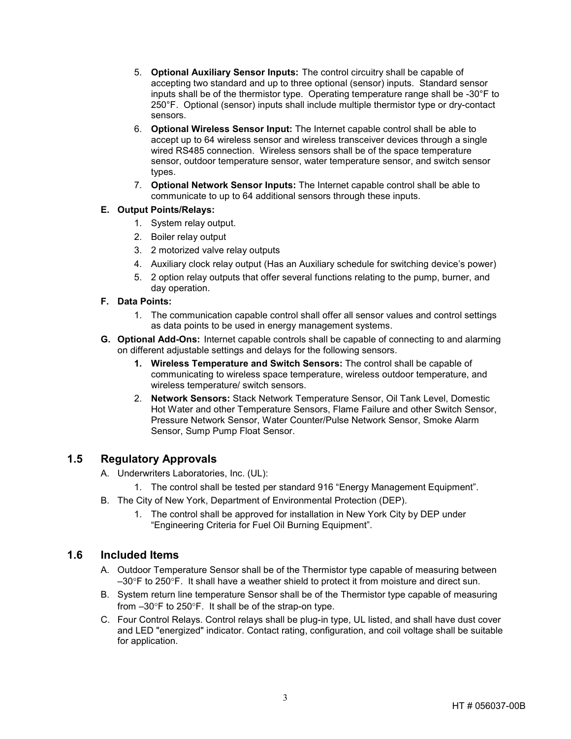5. **Optional Auxiliary Sensor Inputs:** The control circuitry shall be capable of accepting two standard and up to three optional (sensor) inputs. Standard sensor inputs shall be of the thermistor type. Operating temperature range shall be -30°F to 250°F. Optional (sensor) inputs shall include multiple thermistor type or dry-contact sensors.
6. **Optional Wireless Sensor Input:** The Internet capable control shall be able to accept up to 64 wireless sensor and wireless transceiver devices through a single wired RS485 connection. Wireless sensors shall be of the space temperature sensor, outdoor temperature sensor, water temperature sensor, and switch sensor types.
7. **Optional Network Sensor Inputs:** The Internet capable control shall be able to communicate to up to 64 additional sensors through these inputs.

**E. Output Points/Relays:**

1. System relay output.
2. Boiler relay output
3. 2 motorized valve relay outputs
4. Auxiliary clock relay output (Has an Auxiliary schedule for switching device's power)
5. 2 option relay outputs that offer several functions relating to the pump, burner, and day operation.

**F. Data Points:**

1. The communication capable control shall offer all sensor values and control settings as data points to be used in energy management systems.

**G. Optional Add-Ons:** Internet capable controls shall be capable of connecting to and alarming on different adjustable settings and delays for the following sensors.

1. **Wireless Temperature and Switch Sensors:** The control shall be capable of communicating to wireless space temperature, wireless outdoor temperature, and wireless temperature/ switch sensors.
2. **Network Sensors:** Stack Network Temperature Sensor, Oil Tank Level, Domestic Hot Water and other Temperature Sensors, Flame Failure and other Switch Sensor, Pressure Network Sensor, Water Counter/Pulse Network Sensor, Smoke Alarm Sensor, Sump Pump Float Sensor.

## 1.5 Regulatory Approvals

A. Underwriters Laboratories, Inc. (UL):

1. The control shall be tested per standard 916 "Energy Management Equipment".

B. The City of New York, Department of Environmental Protection (DEP).

1. The control shall be approved for installation in New York City by DEP under "Engineering Criteria for Fuel Oil Burning Equipment".

## 1.6 Included Items

A. Outdoor Temperature Sensor shall be of the Thermistor type capable of measuring between –30°F to 250°F. It shall have a weather shield to protect it from moisture and direct sun.

B. System return line temperature Sensor shall be of the Thermistor type capable of measuring from –30°F to 250°F. It shall be of the strap-on type.

C. Four Control Relays. Control relays shall be plug-in type, UL listed, and shall have dust cover and LED "energized" indicator. Contact rating, configuration, and coil voltage shall be suitable for application.

HT # 056037-00B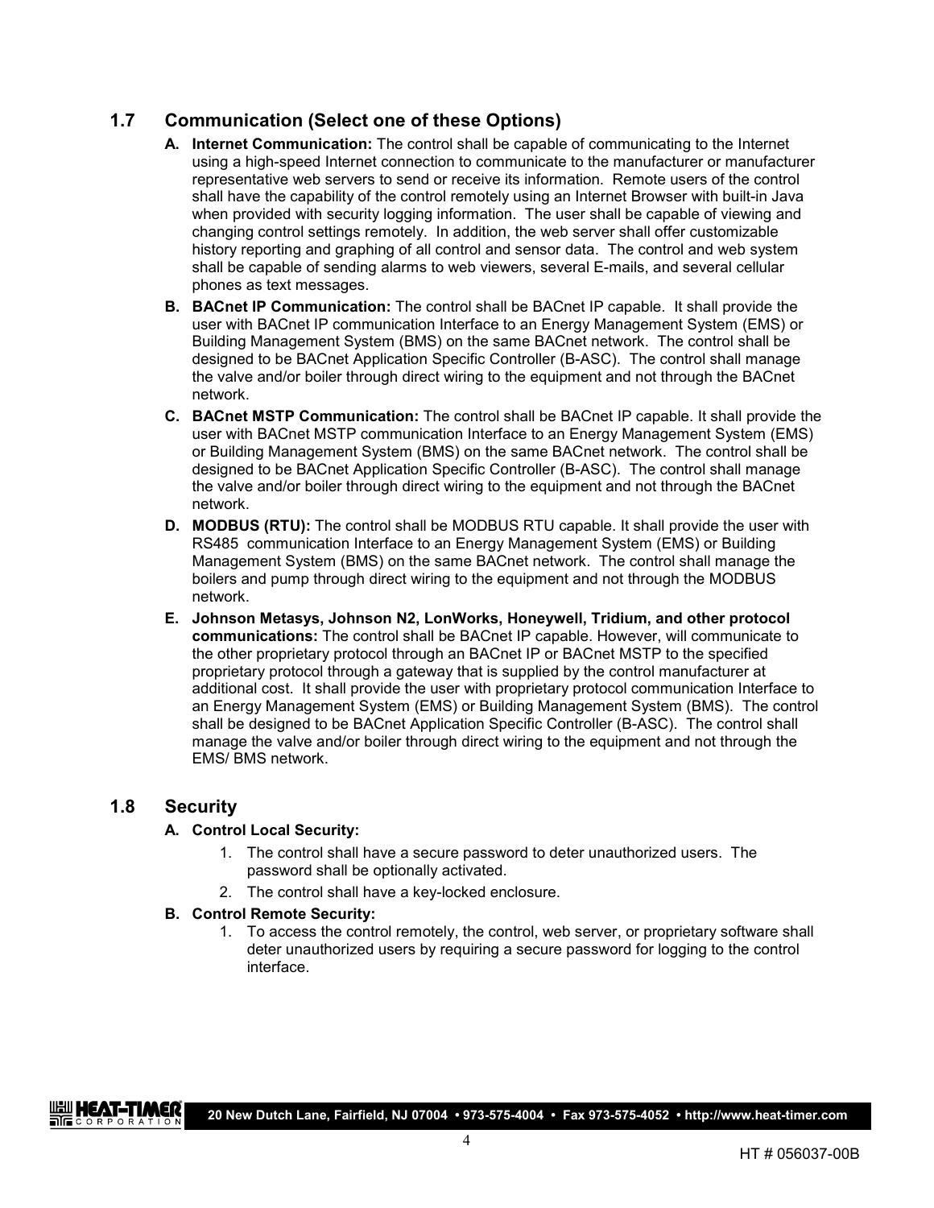## 1.7 Communication (Select one of these Options)

**A. Internet Communication:** The control shall be capable of communicating to the Internet using a high-speed Internet connection to communicate to the manufacturer or manufacturer representative web servers to send or receive its information. Remote users of the control shall have the capability of the control remotely using an Internet Browser with built-in Java when provided with security logging information. The user shall be capable of viewing and changing control settings remotely. In addition, the web server shall offer customizable history reporting and graphing of all control and sensor data. The control and web system shall be capable of sending alarms to web viewers, several E-mails, and several cellular phones as text messages.

**B. BACnet IP Communication:** The control shall be BACnet IP capable. It shall provide the user with BACnet IP communication Interface to an Energy Management System (EMS) or Building Management System (BMS) on the same BACnet network. The control shall be designed to be BACnet Application Specific Controller (B-ASC). The control shall manage the valve and/or boiler through direct wiring to the equipment and not through the BACnet network.

**C. BACnet MSTP Communication:** The control shall be BACnet IP capable. It shall provide the user with BACnet MSTP communication Interface to an Energy Management System (EMS) or Building Management System (BMS) on the same BACnet network. The control shall be designed to be BACnet Application Specific Controller (B-ASC). The control shall manage the valve and/or boiler through direct wiring to the equipment and not through the BACnet network.

**D. MODBUS (RTU):** The control shall be MODBUS RTU capable. It shall provide the user with RS485 communication Interface to an Energy Management System (EMS) or Building Management System (BMS) on the same BACnet network. The control shall manage the boilers and pump through direct wiring to the equipment and not through the MODBUS network.

**E. Johnson Metasys, Johnson N2, LonWorks, Honeywell, Tridium, and other protocol communications:** The control shall be BACnet IP capable. However, will communicate to the other proprietary protocol through an BACnet IP or BACnet MSTP to the specified proprietary protocol through a gateway that is supplied by the control manufacturer at additional cost. It shall provide the user with proprietary protocol communication Interface to an Energy Management System (EMS) or Building Management System (BMS). The control shall be designed to be BACnet Application Specific Controller (B-ASC). The control shall manage the valve and/or boiler through direct wiring to the equipment and not through the EMS/ BMS network.

## 1.8 Security

**A. Control Local Security:**

1. The control shall have a secure password to deter unauthorized users. The password shall be optionally activated.
2. The control shall have a key-locked enclosure.

**B. Control Remote Security:**

1. To access the control remotely, the control, web server, or proprietary software shall deter unauthorized users by requiring a secure password for logging to the control interface.

HT # 056037-00B